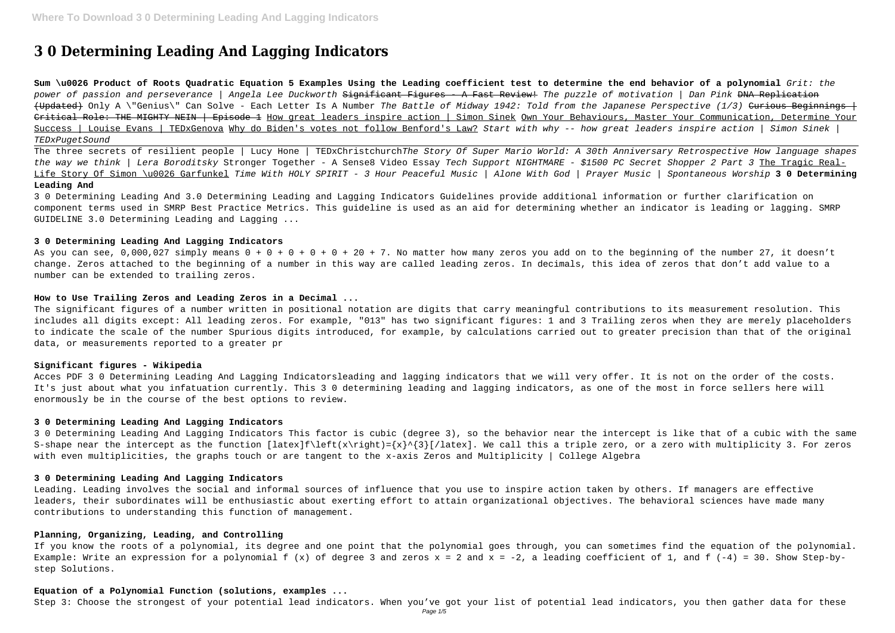# 3 0 Determining Leading And Lagging Indicators

**Sum \u0026 Product of Roots Quadratic Equation 5 Examples Using the Leading coefficient test to determine the end behavior of a polynomial** *Grit: the power of passion and perseverance | Angela Lee Duckworth* ~~Significant Figures - A Fast Review!~~ *The puzzle of motivation | Dan Pink* ~~DNA Replication (Updated)~~ Only A \"Genius\" Can Solve - Each Letter Is A Number *The Battle of Midway 1942: Told from the Japanese Perspective (1/3)* ~~Curious Beginnings | Critical Role: THE MIGHTY NEIN | Episode 1~~ How great leaders inspire action | Simon Sinek Own Your Behaviours, Master Your Communication, Determine Your Success | Louise Evans | TEDxGenova Why do Biden's votes not follow Benford's Law? *Start with why -- how great leaders inspire action | Simon Sinek | TEDxPugetSound*

The three secrets of resilient people | Lucy Hone | TEDxChristchurch*The Story Of Super Mario World: A 30th Anniversary Retrospective How language shapes the way we think | Lera Boroditsky* Stronger Together - A Sense8 Video Essay *Tech Support NIGHTMARE - $1500 PC Secret Shopper 2 Part 3* The Tragic Real-Life Story Of Simon \u0026 Garfunkel *Time With HOLY SPIRIT - 3 Hour Peaceful Music | Alone With God | Prayer Music | Spontaneous Worship* **3 0 Determining Leading And**

3 0 Determining Leading And 3.0 Determining Leading and Lagging Indicators Guidelines provide additional information or further clarification on component terms used in SMRP Best Practice Metrics. This guideline is used as an aid for determining whether an indicator is leading or lagging. SMRP GUIDELINE 3.0 Determining Leading and Lagging ...

#### 3 0 Determining Leading And Lagging Indicators

As you can see, 0,000,027 simply means 0 + 0 + 0 + 0 + 0 + 20 + 7. No matter how many zeros you add on to the beginning of the number 27, it doesn't change. Zeros attached to the beginning of a number in this way are called leading zeros. In decimals, this idea of zeros that don't add value to a number can be extended to trailing zeros.

#### How to Use Trailing Zeros and Leading Zeros in a Decimal ...

The significant figures of a number written in positional notation are digits that carry meaningful contributions to its measurement resolution. This includes all digits except: All leading zeros. For example, "013" has two significant figures: 1 and 3 Trailing zeros when they are merely placeholders to indicate the scale of the number Spurious digits introduced, for example, by calculations carried out to greater precision than that of the original data, or measurements reported to a greater pr

#### Significant figures - Wikipedia

Acces PDF 3 0 Determining Leading And Lagging Indicatorsleading and lagging indicators that we will very offer. It is not on the order of the costs. It's just about what you infatuation currently. This 3 0 determining leading and lagging indicators, as one of the most in force sellers here will enormously be in the course of the best options to review.

#### 3 0 Determining Leading And Lagging Indicators

3 0 Determining Leading And Lagging Indicators This factor is cubic (degree 3), so the behavior near the intercept is like that of a cubic with the same S-shape near the intercept as the function [latex]f\left(x\right)={x}^{3}[/latex]. We call this a triple zero, or a zero with multiplicity 3. For zeros with even multiplicities, the graphs touch or are tangent to the x-axis Zeros and Multiplicity | College Algebra

#### 3 0 Determining Leading And Lagging Indicators

Leading. Leading involves the social and informal sources of influence that you use to inspire action taken by others. If managers are effective leaders, their subordinates will be enthusiastic about exerting effort to attain organizational objectives. The behavioral sciences have made many contributions to understanding this function of management.

#### Planning, Organizing, Leading, and Controlling

If you know the roots of a polynomial, its degree and one point that the polynomial goes through, you can sometimes find the equation of the polynomial. Example: Write an expression for a polynomial f (x) of degree 3 and zeros x = 2 and x = -2, a leading coefficient of 1, and f (-4) = 30. Show Step-by-step Solutions.

#### Equation of a Polynomial Function (solutions, examples ...

Step 3: Choose the strongest of your potential lead indicators. When you've got your list of potential lead indicators, you then gather data for these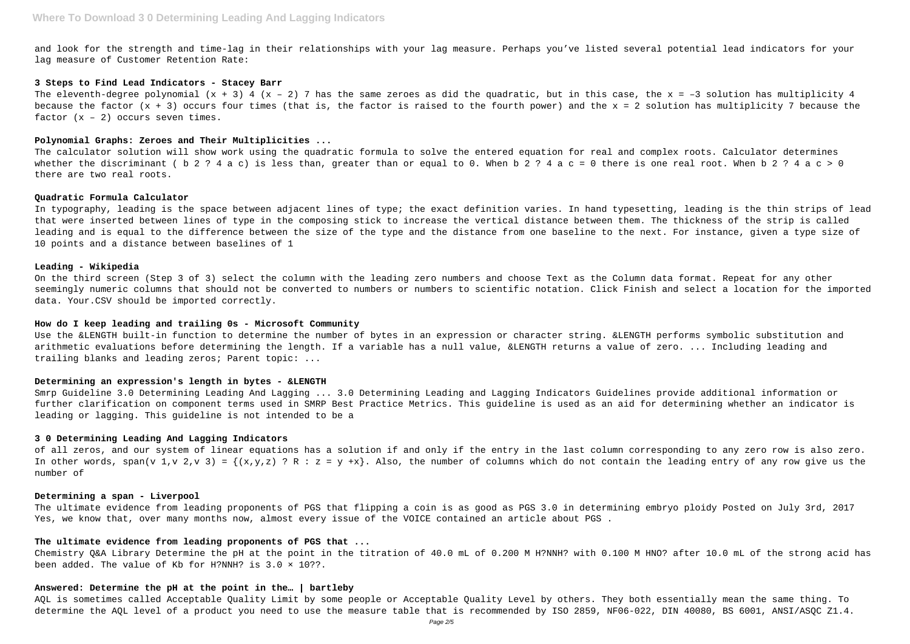and look for the strength and time-lag in their relationships with your lag measure. Perhaps you've listed several potential lead indicators for your lag measure of Customer Retention Rate:

**3 Steps to Find Lead Indicators - Stacey Barr**

The eleventh-degree polynomial $(x + 3)^4 (x – 2)^7$ has the same zeroes as did the quadratic, but in this case, the $x = –3$ solution has multiplicity 4 because the factor $(x + 3)$ occurs four times (that is, the factor is raised to the fourth power) and the $x = 2$ solution has multiplicity 7 because the factor $(x – 2)$ occurs seven times.

**Polynomial Graphs: Zeroes and Their Multiplicities ...**

The calculator solution will show work using the quadratic formula to solve the entered equation for real and complex roots. Calculator determines whether the discriminant ( b 2 ? 4 a c) is less than, greater than or equal to 0. When b 2 ? 4 a c = 0 there is one real root. When b 2 ? 4 a c > 0 there are two real roots.

**Quadratic Formula Calculator**

In typography, leading is the space between adjacent lines of type; the exact definition varies. In hand typesetting, leading is the thin strips of lead that were inserted between lines of type in the composing stick to increase the vertical distance between them. The thickness of the strip is called leading and is equal to the difference between the size of the type and the distance from one baseline to the next. For instance, given a type size of 10 points and a distance between baselines of 1

**Leading - Wikipedia**

On the third screen (Step 3 of 3) select the column with the leading zero numbers and choose Text as the Column data format. Repeat for any other seemingly numeric columns that should not be converted to numbers or numbers to scientific notation. Click Finish and select a location for the imported data. Your.CSV should be imported correctly.

**How do I keep leading and trailing 0s - Microsoft Community**

Use the &LENGTH built-in function to determine the number of bytes in an expression or character string. &LENGTH performs symbolic substitution and arithmetic evaluations before determining the length. If a variable has a null value, &LENGTH returns a value of zero. ... Including leading and trailing blanks and leading zeros; Parent topic: ...

**Determining an expression's length in bytes - &LENGTH**

Smrp Guideline 3.0 Determining Leading And Lagging ... 3.0 Determining Leading and Lagging Indicators Guidelines provide additional information or further clarification on component terms used in SMRP Best Practice Metrics. This guideline is used as an aid for determining whether an indicator is leading or lagging. This guideline is not intended to be a

**3 0 Determining Leading And Lagging Indicators**

of all zeros, and our system of linear equations has a solution if and only if the entry in the last column corresponding to any zero row is also zero. In other words, span(v 1,v 2,v 3) = {(x,y,z) ? R : z = y +x}. Also, the number of columns which do not contain the leading entry of any row give us the number of

**Determining a span - Liverpool**

The ultimate evidence from leading proponents of PGS that flipping a coin is as good as PGS 3.0 in determining embryo ploidy Posted on July 3rd, 2017 Yes, we know that, over many months now, almost every issue of the VOICE contained an article about PGS .

**The ultimate evidence from leading proponents of PGS that ...**

Chemistry Q&A Library Determine the pH at the point in the titration of 40.0 mL of 0.200 M H?NNH? with 0.100 M HNO? after 10.0 mL of the strong acid has been added. The value of Kb for H?NNH? is 3.0 × 10??.

**Answered: Determine the pH at the point in the… | bartleby**

AQL is sometimes called Acceptable Quality Limit by some people or Acceptable Quality Level by others. They both essentially mean the same thing. To determine the AQL level of a product you need to use the measure table that is recommended by ISO 2859, NF06-022, DIN 40080, BS 6001, ANSI/ASQC Z1.4.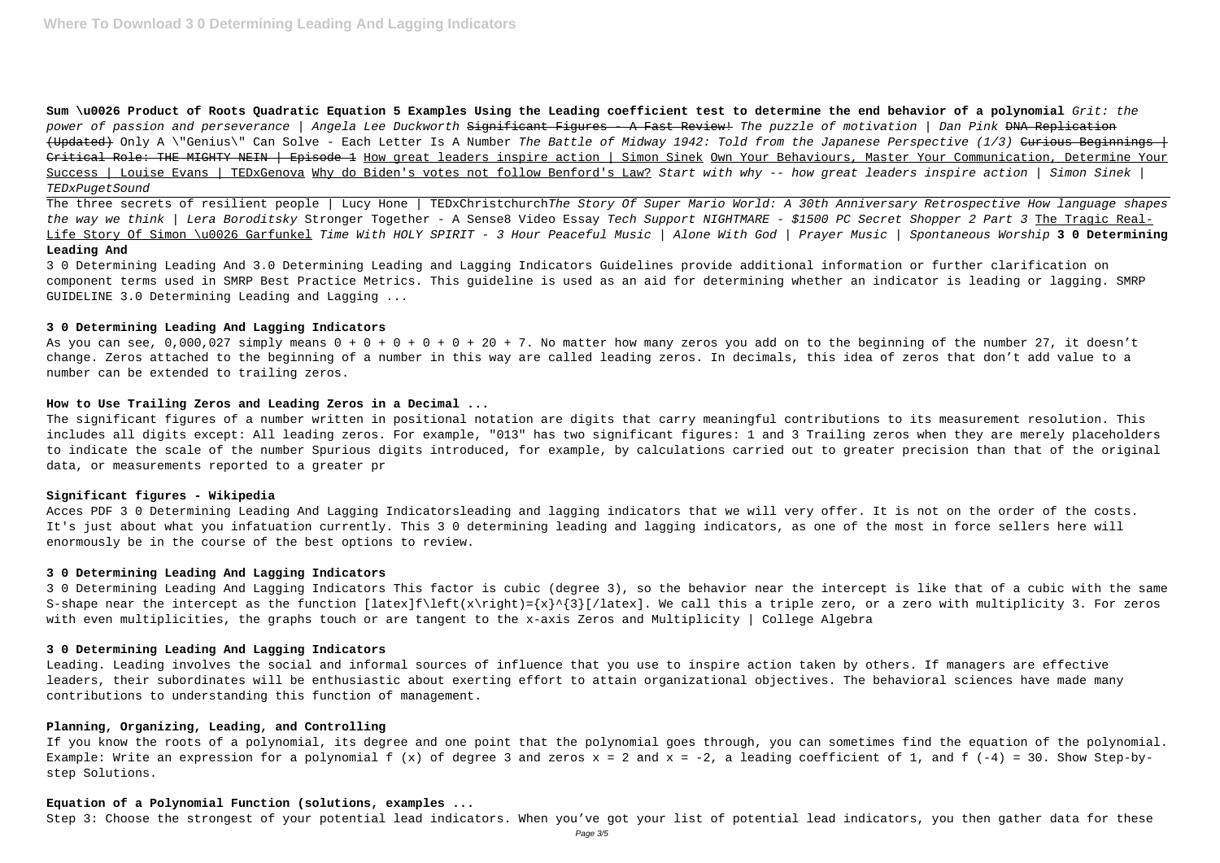**Sum \u0026 Product of Roots Quadratic Equation 5 Examples Using the Leading coefficient test to determine the end behavior of a polynomial** *Grit: the power of passion and perseverance | Angela Lee Duckworth* ~~Significant Figures - A Fast Review!~~ *The puzzle of motivation | Dan Pink* ~~DNA Replication (Updated)~~ Only A \"Genius\" Can Solve - Each Letter Is A Number *The Battle of Midway 1942: Told from the Japanese Perspective (1/3)* ~~Curious Beginnings | Critical Role: THE MIGHTY NEIN | Episode 1~~ How great leaders inspire action | Simon Sinek Own Your Behaviours, Master Your Communication, Determine Your Success | Louise Evans | TEDxGenova Why do Biden's votes not follow Benford's Law? *Start with why -- how great leaders inspire action | Simon Sinek | TEDxPugetSound*

The three secrets of resilient people | Lucy Hone | TEDxChristchurch*The Story Of Super Mario World: A 30th Anniversary Retrospective How language shapes the way we think | Lera Boroditsky* Stronger Together - A Sense8 Video Essay *Tech Support NIGHTMARE - $1500 PC Secret Shopper 2 Part 3* The Tragic Real-Life Story Of Simon \u0026 Garfunkel *Time With HOLY SPIRIT - 3 Hour Peaceful Music | Alone With God | Prayer Music | Spontaneous Worship* **3 0 Determining Leading And**

3 0 Determining Leading And 3.0 Determining Leading and Lagging Indicators Guidelines provide additional information or further clarification on component terms used in SMRP Best Practice Metrics. This guideline is used as an aid for determining whether an indicator is leading or lagging. SMRP GUIDELINE 3.0 Determining Leading and Lagging ...

### 3 0 Determining Leading And Lagging Indicators

As you can see, 0,000,027 simply means 0 + 0 + 0 + 0 + 0 + 20 + 7. No matter how many zeros you add on to the beginning of the number 27, it doesn't change. Zeros attached to the beginning of a number in this way are called leading zeros. In decimals, this idea of zeros that don't add value to a number can be extended to trailing zeros.

### How to Use Trailing Zeros and Leading Zeros in a Decimal ...

The significant figures of a number written in positional notation are digits that carry meaningful contributions to its measurement resolution. This includes all digits except: All leading zeros. For example, "013" has two significant figures: 1 and 3 Trailing zeros when they are merely placeholders to indicate the scale of the number Spurious digits introduced, for example, by calculations carried out to greater precision than that of the original data, or measurements reported to a greater pr

### Significant figures - Wikipedia

Acces PDF 3 0 Determining Leading And Lagging Indicatorsleading and lagging indicators that we will very offer. It is not on the order of the costs. It's just about what you infatuation currently. This 3 0 determining leading and lagging indicators, as one of the most in force sellers here will enormously be in the course of the best options to review.

### 3 0 Determining Leading And Lagging Indicators

3 0 Determining Leading And Lagging Indicators This factor is cubic (degree 3), so the behavior near the intercept is like that of a cubic with the same S-shape near the intercept as the function [latex]f\left(x\right)={x}^{3}[/latex]. We call this a triple zero, or a zero with multiplicity 3. For zeros with even multiplicities, the graphs touch or are tangent to the x-axis Zeros and Multiplicity | College Algebra

### 3 0 Determining Leading And Lagging Indicators

Leading. Leading involves the social and informal sources of influence that you use to inspire action taken by others. If managers are effective leaders, their subordinates will be enthusiastic about exerting effort to attain organizational objectives. The behavioral sciences have made many contributions to understanding this function of management.

### Planning, Organizing, Leading, and Controlling

If you know the roots of a polynomial, its degree and one point that the polynomial goes through, you can sometimes find the equation of the polynomial. Example: Write an expression for a polynomial $f(x)$ of degree 3 and zeros $x = 2$ and $x = -2$, a leading coefficient of 1, and $f(-4) = 30$. Show Step-by-step Solutions.

### Equation of a Polynomial Function (solutions, examples ...

Step 3: Choose the strongest of your potential lead indicators. When you've got your list of potential lead indicators, you then gather data for these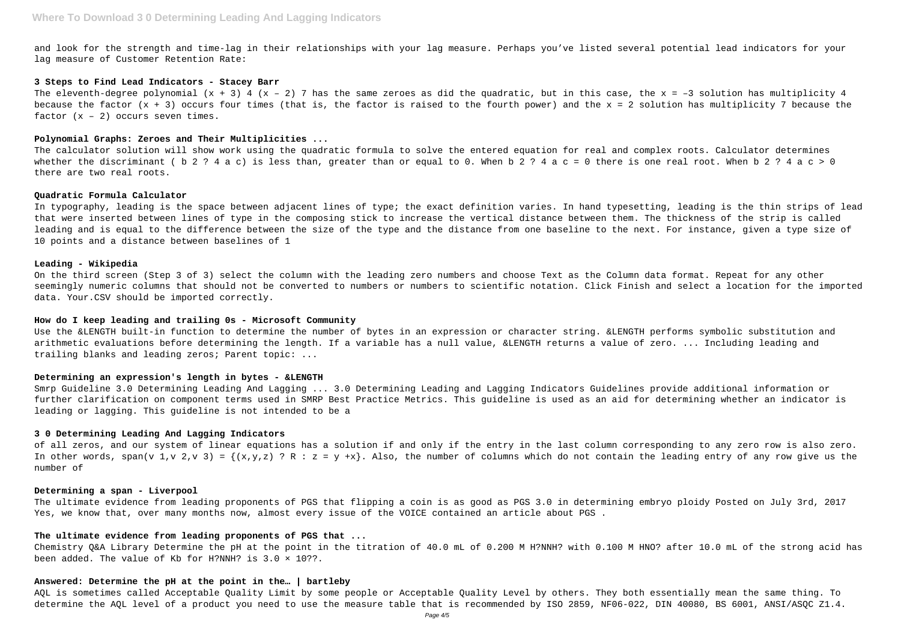and look for the strength and time-lag in their relationships with your lag measure. Perhaps you've listed several potential lead indicators for your lag measure of Customer Retention Rate:

**3 Steps to Find Lead Indicators - Stacey Barr**

The eleventh-degree polynomial $(x + 3)^4 (x - 2)^7$ has the same zeroes as did the quadratic, but in this case, the $x = -3$ solution has multiplicity 4 because the factor $(x + 3)$ occurs four times (that is, the factor is raised to the fourth power) and the $x = 2$ solution has multiplicity 7 because the factor $(x - 2)$ occurs seven times.

**Polynomial Graphs: Zeroes and Their Multiplicities ...**

The calculator solution will show work using the quadratic formula to solve the entered equation for real and complex roots. Calculator determines whether the discriminant ( b 2 ? 4 a c) is less than, greater than or equal to 0. When b 2 ? 4 a c = 0 there is one real root. When b 2 ? 4 a c > 0 there are two real roots.

**Quadratic Formula Calculator**

In typography, leading is the space between adjacent lines of type; the exact definition varies. In hand typesetting, leading is the thin strips of lead that were inserted between lines of type in the composing stick to increase the vertical distance between them. The thickness of the strip is called leading and is equal to the difference between the size of the type and the distance from one baseline to the next. For instance, given a type size of 10 points and a distance between baselines of 1

**Leading - Wikipedia**

On the third screen (Step 3 of 3) select the column with the leading zero numbers and choose Text as the Column data format. Repeat for any other seemingly numeric columns that should not be converted to numbers or numbers to scientific notation. Click Finish and select a location for the imported data. Your.CSV should be imported correctly.

**How do I keep leading and trailing 0s - Microsoft Community**

Use the &LENGTH built-in function to determine the number of bytes in an expression or character string. &LENGTH performs symbolic substitution and arithmetic evaluations before determining the length. If a variable has a null value, &LENGTH returns a value of zero. ... Including leading and trailing blanks and leading zeros; Parent topic: ...

**Determining an expression's length in bytes - &LENGTH**

Smrp Guideline 3.0 Determining Leading And Lagging ... 3.0 Determining Leading and Lagging Indicators Guidelines provide additional information or further clarification on component terms used in SMRP Best Practice Metrics. This guideline is used as an aid for determining whether an indicator is leading or lagging. This guideline is not intended to be a

**3 0 Determining Leading And Lagging Indicators**

of all zeros, and our system of linear equations has a solution if and only if the entry in the last column corresponding to any zero row is also zero. In other words, span(v 1,v 2,v 3) = {(x,y,z) ? R : z = y +x}. Also, the number of columns which do not contain the leading entry of any row give us the number of

**Determining a span - Liverpool**

The ultimate evidence from leading proponents of PGS that flipping a coin is as good as PGS 3.0 in determining embryo ploidy Posted on July 3rd, 2017 Yes, we know that, over many months now, almost every issue of the VOICE contained an article about PGS .

**The ultimate evidence from leading proponents of PGS that ...**

Chemistry Q&A Library Determine the pH at the point in the titration of 40.0 mL of 0.200 M H?NNH? with 0.100 M HNO? after 10.0 mL of the strong acid has been added. The value of Kb for H?NNH? is 3.0 × 10??.

**Answered: Determine the pH at the point in the… | bartleby**

AQL is sometimes called Acceptable Quality Limit by some people or Acceptable Quality Level by others. They both essentially mean the same thing. To determine the AQL level of a product you need to use the measure table that is recommended by ISO 2859, NF06-022, DIN 40080, BS 6001, ANSI/ASQC Z1.4.